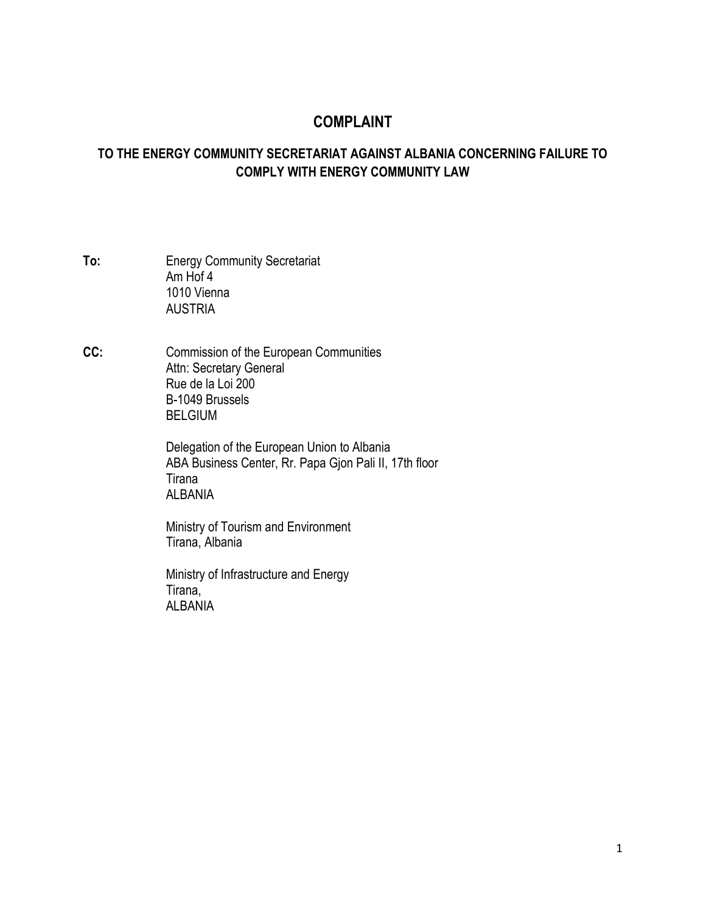# COMPLAINT

## TO THE ENERGY COMMUNITY SECRETARIAT AGAINST ALBANIA CONCERNING FAILURE TO COMPLY WITH ENERGY COMMUNITY LAW

**To:** Energy Community Secretariat
Am Hof 4
1010 Vienna
AUSTRIA

**CC:** Commission of the European Communities
Attn: Secretary General
Rue de la Loi 200
B-1049 Brussels
BELGIUM

Delegation of the European Union to Albania
ABA Business Center, Rr. Papa Gjon Pali II, 17th floor
Tirana
ALBANIA

Ministry of Tourism and Environment
Tirana, Albania

Ministry of Infrastructure and Energy
Tirana,
ALBANIA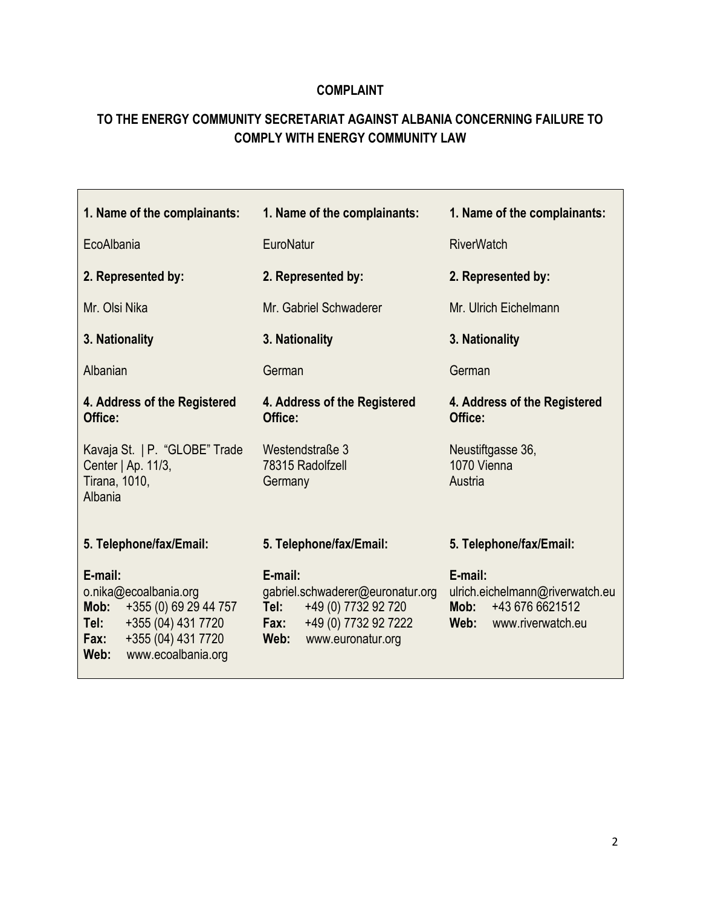**COMPLAINT**

**TO THE ENERGY COMMUNITY SECRETARIAT AGAINST ALBANIA CONCERNING FAILURE TO COMPLY WITH ENERGY COMMUNITY LAW**

| **1. Name of the complainants:** | **1. Name of the complainants:** | **1. Name of the complainants:** |
| --- | --- | --- |
| EcoAlbania | EuroNatur | RiverWatch |
| **2. Represented by:** | **2. Represented by:** | **2. Represented by:** |
| Mr. Olsi Nika | Mr. Gabriel Schwaderer | Mr. Ulrich Eichelmann |
| **3. Nationality** | **3. Nationality** | **3. Nationality** |
| Albanian | German | German |
| **4. Address of the Registered Office:** | **4. Address of the Registered Office:** | **4. Address of the Registered Office:** |
| Kavaja St. \| P. "GLOBE" Trade Center \| Ap. 11/3, Tirana, 1010, Albania | Westendstraße 3 78315 Radolfzell Germany | Neustiftgasse 36, 1070 Vienna Austria |
| **5. Telephone/fax/Email:** | **5. Telephone/fax/Email:** | **5. Telephone/fax/Email:** |
| **E-mail:** o.nika@ecoalbania.org **Mob:** +355 (0) 69 29 44 757 **Tel:** +355 (04) 431 7720 **Fax:** +355 (04) 431 7720 **Web:** www.ecoalbania.org | **E-mail:** gabriel.schwaderer@euronatur.org **Tel:** +49 (0) 7732 92 720 **Fax:** +49 (0) 7732 92 7222 **Web:** www.euronatur.org | **E-mail:** ulrich.eichelmann@riverwatch.eu **Mob:** +43 676 6621512 **Web:** www.riverwatch.eu |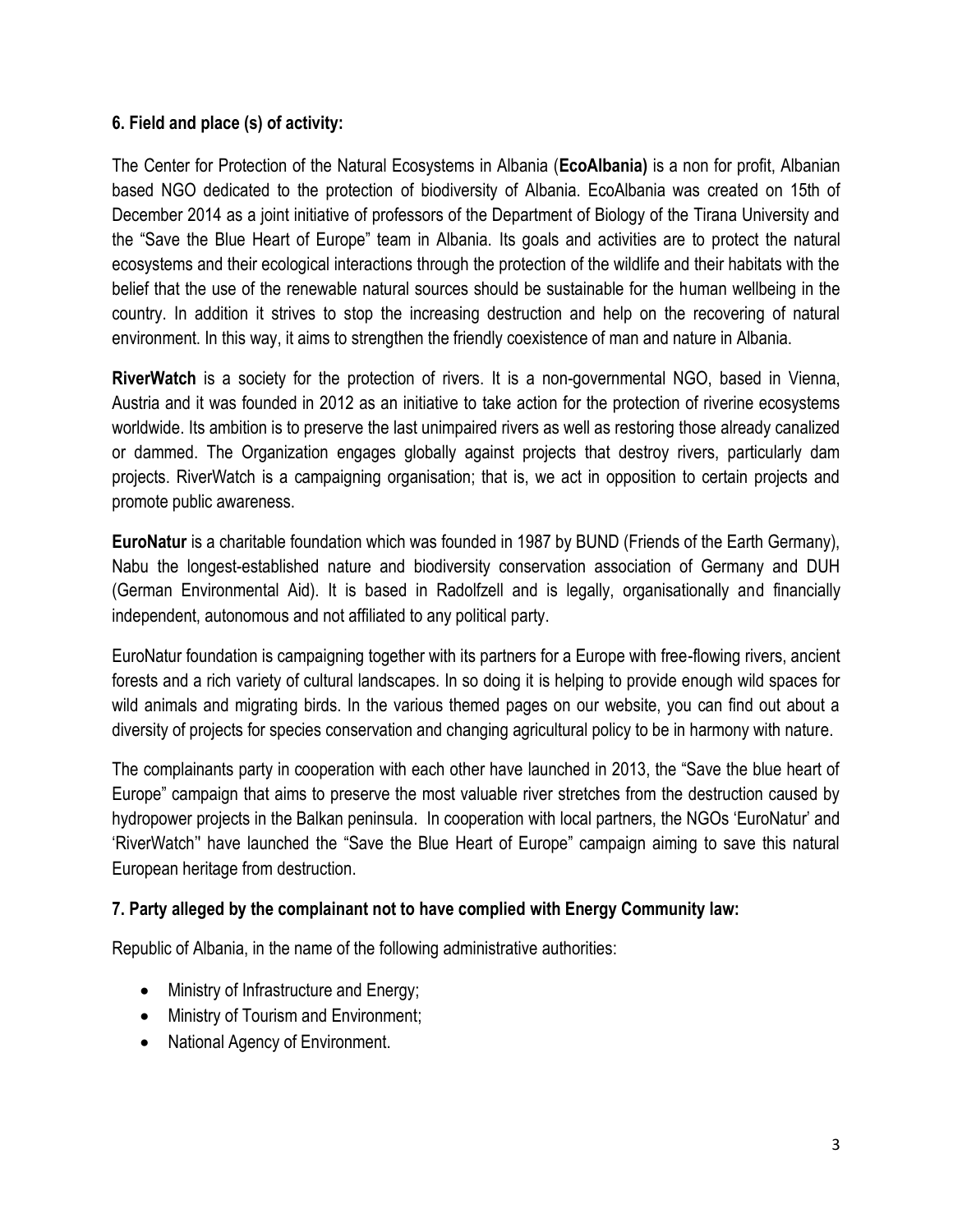**6. Field and place (s) of activity:**

The Center for Protection of the Natural Ecosystems in Albania (**EcoAlbania)** is a non for profit, Albanian based NGO dedicated to the protection of biodiversity of Albania. EcoAlbania was created on 15th of December 2014 as a joint initiative of professors of the Department of Biology of the Tirana University and the "Save the Blue Heart of Europe" team in Albania. Its goals and activities are to protect the natural ecosystems and their ecological interactions through the protection of the wildlife and their habitats with the belief that the use of the renewable natural sources should be sustainable for the human wellbeing in the country. In addition it strives to stop the increasing destruction and help on the recovering of natural environment. In this way, it aims to strengthen the friendly coexistence of man and nature in Albania.

**RiverWatch** is a society for the protection of rivers. It is a non-governmental NGO, based in Vienna, Austria and it was founded in 2012 as an initiative to take action for the protection of riverine ecosystems worldwide. Its ambition is to preserve the last unimpaired rivers as well as restoring those already canalized or dammed. The Organization engages globally against projects that destroy rivers, particularly dam projects. RiverWatch is a campaigning organisation; that is, we act in opposition to certain projects and promote public awareness.

**EuroNatur** is a charitable foundation which was founded in 1987 by BUND (Friends of the Earth Germany), Nabu the longest-established nature and biodiversity conservation association of Germany and DUH (German Environmental Aid). It is based in Radolfzell and is legally, organisationally and financially independent, autonomous and not affiliated to any political party.

EuroNatur foundation is campaigning together with its partners for a Europe with free-flowing rivers, ancient forests and a rich variety of cultural landscapes. In so doing it is helping to provide enough wild spaces for wild animals and migrating birds. In the various themed pages on our website, you can find out about a diversity of projects for species conservation and changing agricultural policy to be in harmony with nature.

The complainants party in cooperation with each other have launched in 2013, the "Save the blue heart of Europe" campaign that aims to preserve the most valuable river stretches from the destruction caused by hydropower projects in the Balkan peninsula. In cooperation with local partners, the NGOs 'EuroNatur' and 'RiverWatch'' have launched the "Save the Blue Heart of Europe" campaign aiming to save this natural European heritage from destruction.

**7. Party alleged by the complainant not to have complied with Energy Community law:**

Republic of Albania, in the name of the following administrative authorities:

- Ministry of Infrastructure and Energy;
- Ministry of Tourism and Environment;
- National Agency of Environment.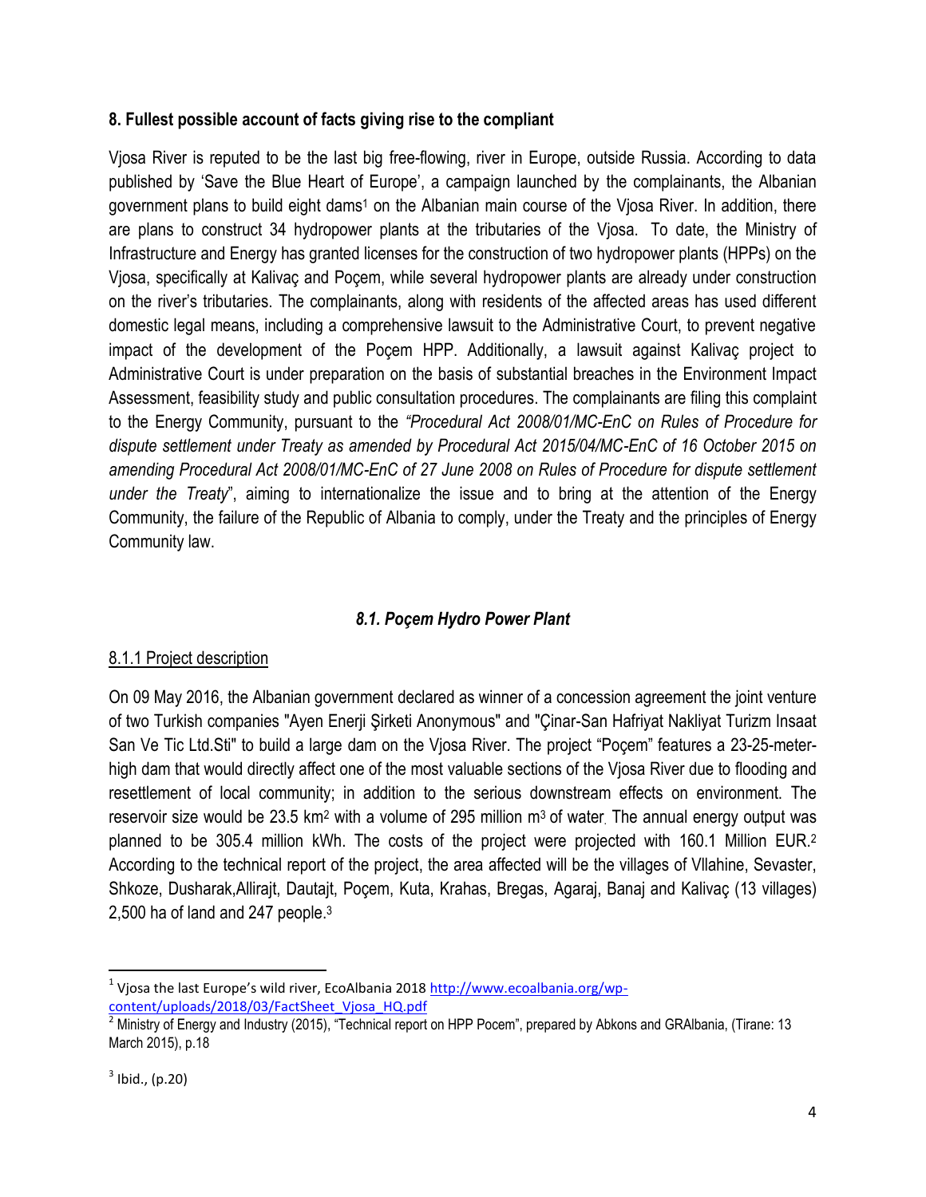### 8. Fullest possible account of facts giving rise to the compliant

Vjosa River is reputed to be the last big free-flowing, river in Europe, outside Russia. According to data published by 'Save the Blue Heart of Europe', a campaign launched by the complainants, the Albanian government plans to build eight dams[1] on the Albanian main course of the Vjosa River. In addition, there are plans to construct 34 hydropower plants at the tributaries of the Vjosa. To date, the Ministry of Infrastructure and Energy has granted licenses for the construction of two hydropower plants (HPPs) on the Vjosa, specifically at Kalivaç and Poçem, while several hydropower plants are already under construction on the river's tributaries. The complainants, along with residents of the affected areas has used different domestic legal means, including a comprehensive lawsuit to the Administrative Court, to prevent negative impact of the development of the Poçem HPP. Additionally, a lawsuit against Kalivaç project to Administrative Court is under preparation on the basis of substantial breaches in the Environment Impact Assessment, feasibility study and public consultation procedures. The complainants are filing this complaint to the Energy Community, pursuant to the *"Procedural Act 2008/01/MC-EnC on Rules of Procedure for dispute settlement under Treaty as amended by Procedural Act 2015/04/MC-EnC of 16 October 2015 on amending Procedural Act 2008/01/MC-EnC of 27 June 2008 on Rules of Procedure for dispute settlement under the Treaty*", aiming to internationalize the issue and to bring at the attention of the Energy Community, the failure of the Republic of Albania to comply, under the Treaty and the principles of Energy Community law.

#### *8.1. Poçem Hydro Power Plant*

8.1.1 Project description

On 09 May 2016, the Albanian government declared as winner of a concession agreement the joint venture of two Turkish companies "Ayen Enerji Şirketi Anonymous" and "Çinar-San Hafriyat Nakliyat Turizm Insaat San Ve Tic Ltd.Sti" to build a large dam on the Vjosa River. The project "Poçem" features a 23-25-meter-high dam that would directly affect one of the most valuable sections of the Vjosa River due to flooding and resettlement of local community; in addition to the serious downstream effects on environment. The reservoir size would be 23.5 $km^2$ with a volume of 295 million $m^3$ of water. The annual energy output was planned to be 305.4 million kWh. The costs of the project were projected with 160.1 Million EUR.[2] According to the technical report of the project, the area affected will be the villages of Vllahine, Sevaster, Shkoze, Dusharak,Allirajt, Dautajt, Poçem, Kuta, Krahas, Bregas, Agaraj, Banaj and Kalivaç (13 villages) 2,500 ha of land and 247 people.[3]

---

[1] Vjosa the last Europe's wild river, EcoAlbania 2018 http://www.ecoalbania.org/wp-content/uploads/2018/03/FactSheet_Vjosa_HQ.pdf

[2] Ministry of Energy and Industry (2015), "Technical report on HPP Pocem", prepared by Abkons and GRAlbania, (Tirane: 13 March 2015), p.18

[3] Ibid., (p.20)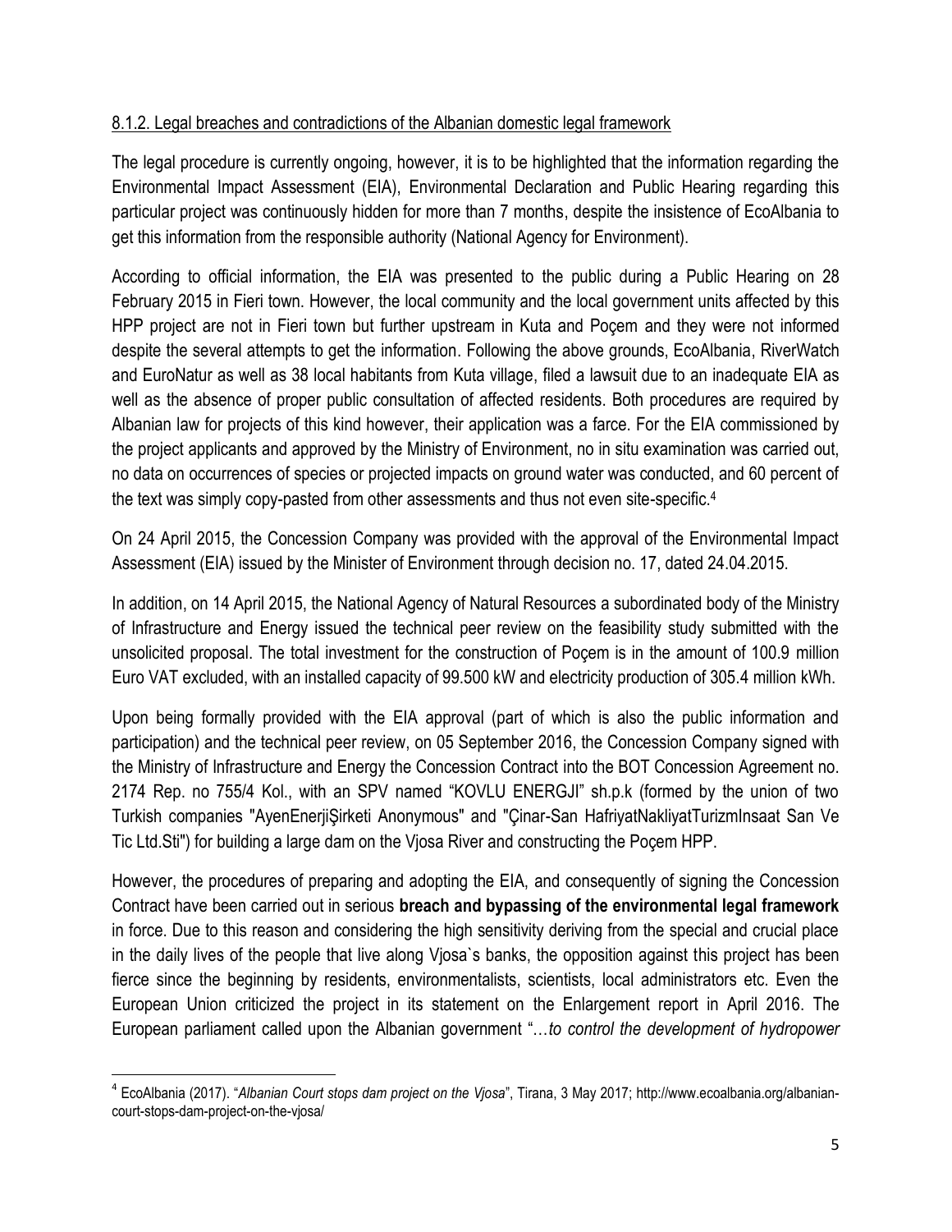8.1.2. Legal breaches and contradictions of the Albanian domestic legal framework

The legal procedure is currently ongoing, however, it is to be highlighted that the information regarding the Environmental Impact Assessment (EIA), Environmental Declaration and Public Hearing regarding this particular project was continuously hidden for more than 7 months, despite the insistence of EcoAlbania to get this information from the responsible authority (National Agency for Environment).

According to official information, the EIA was presented to the public during a Public Hearing on 28 February 2015 in Fieri town. However, the local community and the local government units affected by this HPP project are not in Fieri town but further upstream in Kuta and Poçem and they were not informed despite the several attempts to get the information. Following the above grounds, EcoAlbania, RiverWatch and EuroNatur as well as 38 local habitants from Kuta village, filed a lawsuit due to an inadequate EIA as well as the absence of proper public consultation of affected residents. Both procedures are required by Albanian law for projects of this kind however, their application was a farce. For the EIA commissioned by the project applicants and approved by the Ministry of Environment, no in situ examination was carried out, no data on occurrences of species or projected impacts on ground water was conducted, and 60 percent of the text was simply copy-pasted from other assessments and thus not even site-specific.[4]

On 24 April 2015, the Concession Company was provided with the approval of the Environmental Impact Assessment (EIA) issued by the Minister of Environment through decision no. 17, dated 24.04.2015.

In addition, on 14 April 2015, the National Agency of Natural Resources a subordinated body of the Ministry of Infrastructure and Energy issued the technical peer review on the feasibility study submitted with the unsolicited proposal. The total investment for the construction of Poçem is in the amount of 100.9 million Euro VAT excluded, with an installed capacity of 99.500 kW and electricity production of 305.4 million kWh.

Upon being formally provided with the EIA approval (part of which is also the public information and participation) and the technical peer review, on 05 September 2016, the Concession Company signed with the Ministry of Infrastructure and Energy the Concession Contract into the BOT Concession Agreement no. 2174 Rep. no 755/4 Kol., with an SPV named "KOVLU ENERGJI" sh.p.k (formed by the union of two Turkish companies "AyenEnerjiŞirketi Anonymous" and "Çinar-San HafriyatNakliyatTurizmInsaat San Ve Tic Ltd.Sti") for building a large dam on the Vjosa River and constructing the Poçem HPP.

However, the procedures of preparing and adopting the EIA, and consequently of signing the Concession Contract have been carried out in serious **breach and bypassing of the environmental legal framework** in force. Due to this reason and considering the high sensitivity deriving from the special and crucial place in the daily lives of the people that live along Vjosa`s banks, the opposition against this project has been fierce since the beginning by residents, environmentalists, scientists, local administrators etc. Even the European Union criticized the project in its statement on the Enlargement report in April 2016. The European parliament called upon the Albanian government "*…to control the development of hydropower*

---

[4] EcoAlbania (2017). "*Albanian Court stops dam project on the Vjosa*", Tirana, 3 May 2017; http://www.ecoalbania.org/albanian-court-stops-dam-project-on-the-vjosa/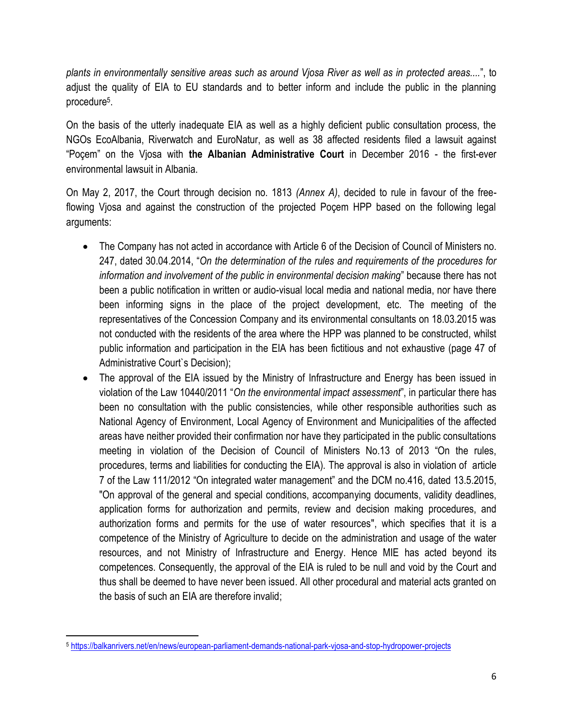*plants in environmentally sensitive areas such as around Vjosa River as well as in protected areas....*", to adjust the quality of EIA to EU standards and to better inform and include the public in the planning procedure[5].

On the basis of the utterly inadequate EIA as well as a highly deficient public consultation process, the NGOs EcoAlbania, Riverwatch and EuroNatur, as well as 38 affected residents filed a lawsuit against "Poçem" on the Vjosa with **the Albanian Administrative Court** in December 2016 - the first-ever environmental lawsuit in Albania.

On May 2, 2017, the Court through decision no. 1813 *(Annex A)*, decided to rule in favour of the free-flowing Vjosa and against the construction of the projected Poçem HPP based on the following legal arguments:

- The Company has not acted in accordance with Article 6 of the Decision of Council of Ministers no. 247, dated 30.04.2014, "*On the determination of the rules and requirements of the procedures for information and involvement of the public in environmental decision making*" because there has not been a public notification in written or audio-visual local media and national media, nor have there been informing signs in the place of the project development, etc. The meeting of the representatives of the Concession Company and its environmental consultants on 18.03.2015 was not conducted with the residents of the area where the HPP was planned to be constructed, whilst public information and participation in the EIA has been fictitious and not exhaustive (page 47 of Administrative Court`s Decision);
- The approval of the EIA issued by the Ministry of Infrastructure and Energy has been issued in violation of the Law 10440/2011 "*On the environmental impact assessment*", in particular there has been no consultation with the public consistencies, while other responsible authorities such as National Agency of Environment, Local Agency of Environment and Municipalities of the affected areas have neither provided their confirmation nor have they participated in the public consultations meeting in violation of the Decision of Council of Ministers No.13 of 2013 "On the rules, procedures, terms and liabilities for conducting the EIA). The approval is also in violation of article 7 of the Law 111/2012 "On integrated water management" and the DCM no.416, dated 13.5.2015, "On approval of the general and special conditions, accompanying documents, validity deadlines, application forms for authorization and permits, review and decision making procedures, and authorization forms and permits for the use of water resources", which specifies that it is a competence of the Ministry of Agriculture to decide on the administration and usage of the water resources, and not Ministry of Infrastructure and Energy. Hence MIE has acted beyond its competences. Consequently, the approval of the EIA is ruled to be null and void by the Court and thus shall be deemed to have never been issued. All other procedural and material acts granted on the basis of such an EIA are therefore invalid;

---

[5] https://balkanrivers.net/en/news/european-parliament-demands-national-park-vjosa-and-stop-hydropower-projects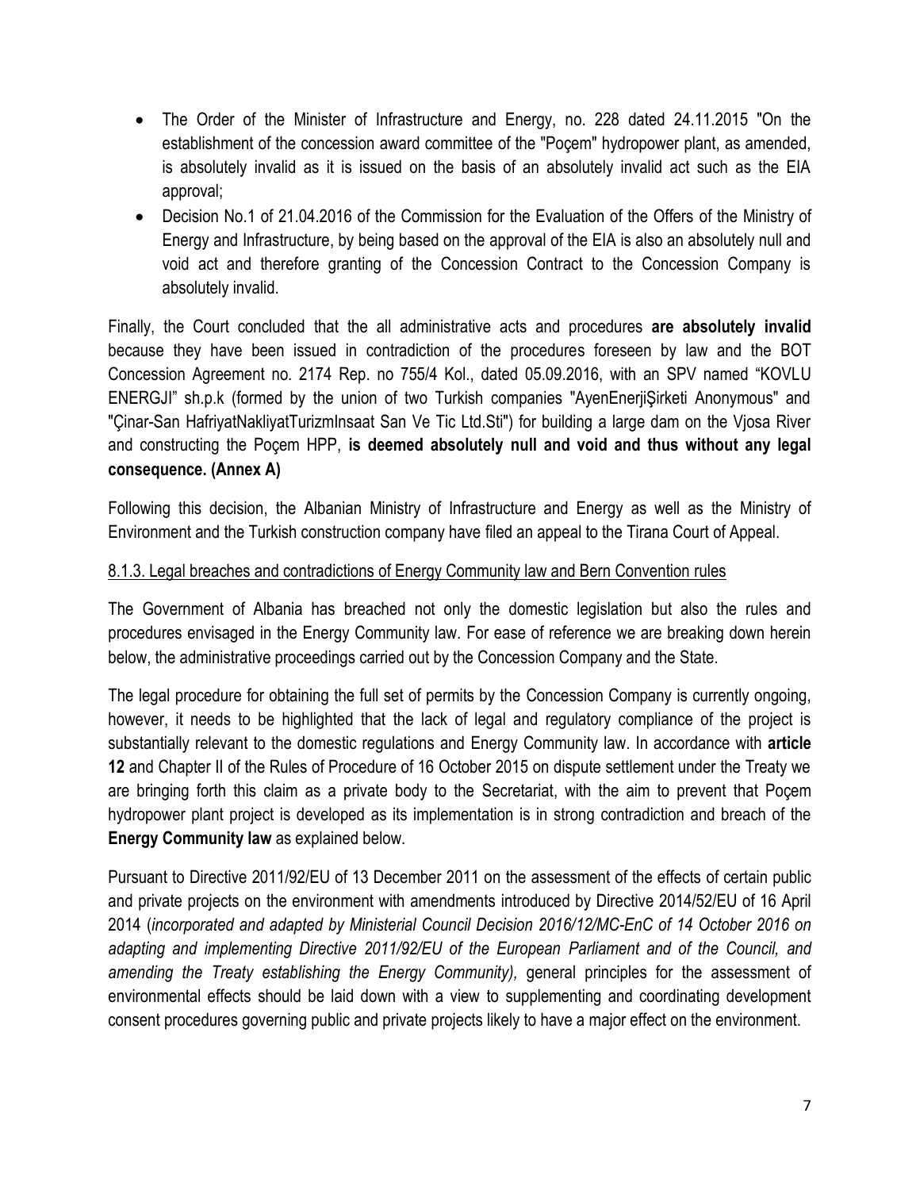- The Order of the Minister of Infrastructure and Energy, no. 228 dated 24.11.2015 "On the establishment of the concession award committee of the "Poçem" hydropower plant, as amended, is absolutely invalid as it is issued on the basis of an absolutely invalid act such as the EIA approval;
- Decision No.1 of 21.04.2016 of the Commission for the Evaluation of the Offers of the Ministry of Energy and Infrastructure, by being based on the approval of the EIA is also an absolutely null and void act and therefore granting of the Concession Contract to the Concession Company is absolutely invalid.

Finally, the Court concluded that the all administrative acts and procedures **are absolutely invalid** because they have been issued in contradiction of the procedures foreseen by law and the BOT Concession Agreement no. 2174 Rep. no 755/4 Kol., dated 05.09.2016, with an SPV named "KOVLU ENERGJI" sh.p.k (formed by the union of two Turkish companies "AyenEnerjiŞirketi Anonymous" and "Çinar-San HafriyatNakliyatTurizmInsaat San Ve Tic Ltd.Sti") for building a large dam on the Vjosa River and constructing the Poçem HPP, **is deemed absolutely null and void and thus without any legal consequence. (Annex A)**

Following this decision, the Albanian Ministry of Infrastructure and Energy as well as the Ministry of Environment and the Turkish construction company have filed an appeal to the Tirana Court of Appeal.

<u>8.1.3. Legal breaches and contradictions of Energy Community law and Bern Convention rules</u>

The Government of Albania has breached not only the domestic legislation but also the rules and procedures envisaged in the Energy Community law. For ease of reference we are breaking down herein below, the administrative proceedings carried out by the Concession Company and the State.

The legal procedure for obtaining the full set of permits by the Concession Company is currently ongoing, however, it needs to be highlighted that the lack of legal and regulatory compliance of the project is substantially relevant to the domestic regulations and Energy Community law. In accordance with **article 12** and Chapter II of the Rules of Procedure of 16 October 2015 on dispute settlement under the Treaty we are bringing forth this claim as a private body to the Secretariat, with the aim to prevent that Poçem hydropower plant project is developed as its implementation is in strong contradiction and breach of the **Energy Community law** as explained below.

Pursuant to Directive 2011/92/EU of 13 December 2011 on the assessment of the effects of certain public and private projects on the environment with amendments introduced by Directive 2014/52/EU of 16 April 2014 (*incorporated and adapted by Ministerial Council Decision 2016/12/MC-EnC of 14 October 2016 on adapting and implementing Directive 2011/92/EU of the European Parliament and of the Council, and amending the Treaty establishing the Energy Community),* general principles for the assessment of environmental effects should be laid down with a view to supplementing and coordinating development consent procedures governing public and private projects likely to have a major effect on the environment.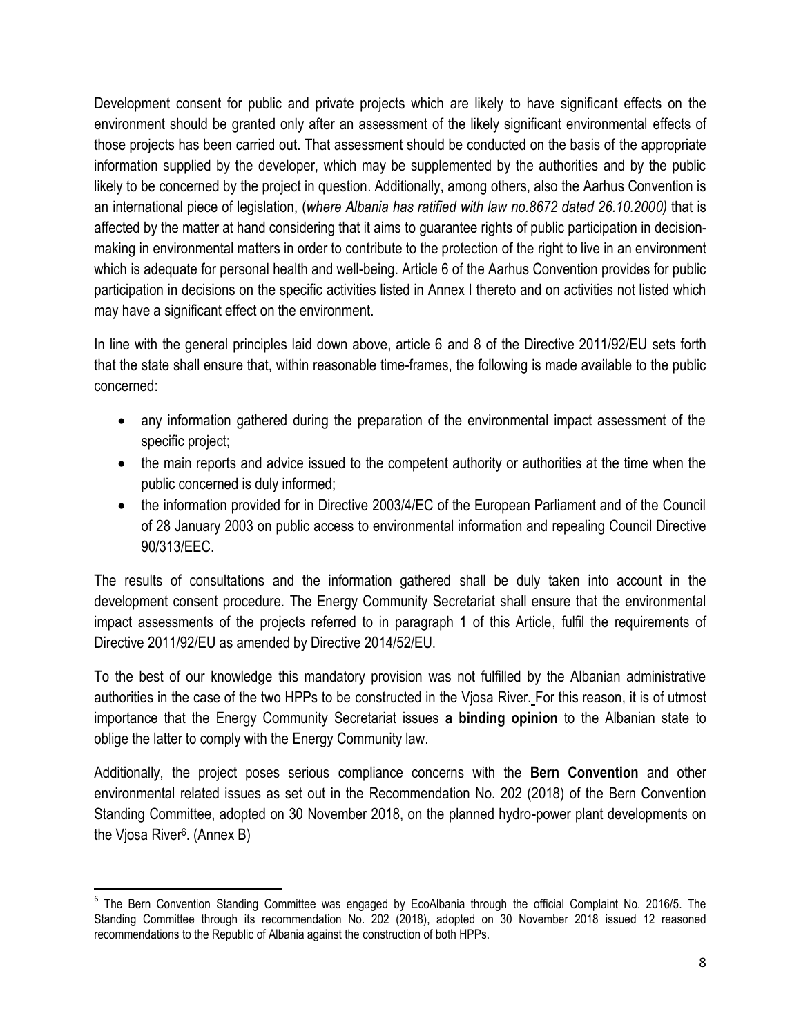Development consent for public and private projects which are likely to have significant effects on the environment should be granted only after an assessment of the likely significant environmental effects of those projects has been carried out. That assessment should be conducted on the basis of the appropriate information supplied by the developer, which may be supplemented by the authorities and by the public likely to be concerned by the project in question. Additionally, among others, also the Aarhus Convention is an international piece of legislation, (*where Albania has ratified with law no.8672 dated 26.10.2000)* that is affected by the matter at hand considering that it aims to guarantee rights of public participation in decision-making in environmental matters in order to contribute to the protection of the right to live in an environment which is adequate for personal health and well-being. Article 6 of the Aarhus Convention provides for public participation in decisions on the specific activities listed in Annex I thereto and on activities not listed which may have a significant effect on the environment.

In line with the general principles laid down above, article 6 and 8 of the Directive 2011/92/EU sets forth that the state shall ensure that, within reasonable time-frames, the following is made available to the public concerned:

- any information gathered during the preparation of the environmental impact assessment of the specific project;
- the main reports and advice issued to the competent authority or authorities at the time when the public concerned is duly informed;
- the information provided for in Directive 2003/4/EC of the European Parliament and of the Council of 28 January 2003 on public access to environmental information and repealing Council Directive 90/313/EEC.

The results of consultations and the information gathered shall be duly taken into account in the development consent procedure. The Energy Community Secretariat shall ensure that the environmental impact assessments of the projects referred to in paragraph 1 of this Article, fulfil the requirements of Directive 2011/92/EU as amended by Directive 2014/52/EU.

To the best of our knowledge this mandatory provision was not fulfilled by the Albanian administrative authorities in the case of the two HPPs to be constructed in the Vjosa River. For this reason, it is of utmost importance that the Energy Community Secretariat issues **a binding opinion** to the Albanian state to oblige the latter to comply with the Energy Community law.

Additionally, the project poses serious compliance concerns with the **Bern Convention** and other environmental related issues as set out in the Recommendation No. 202 (2018) of the Bern Convention Standing Committee, adopted on 30 November 2018, on the planned hydro-power plant developments on the Vjosa River[6]. (Annex B)

[6] The Bern Convention Standing Committee was engaged by EcoAlbania through the official Complaint No. 2016/5. The Standing Committee through its recommendation No. 202 (2018), adopted on 30 November 2018 issued 12 reasoned recommendations to the Republic of Albania against the construction of both HPPs.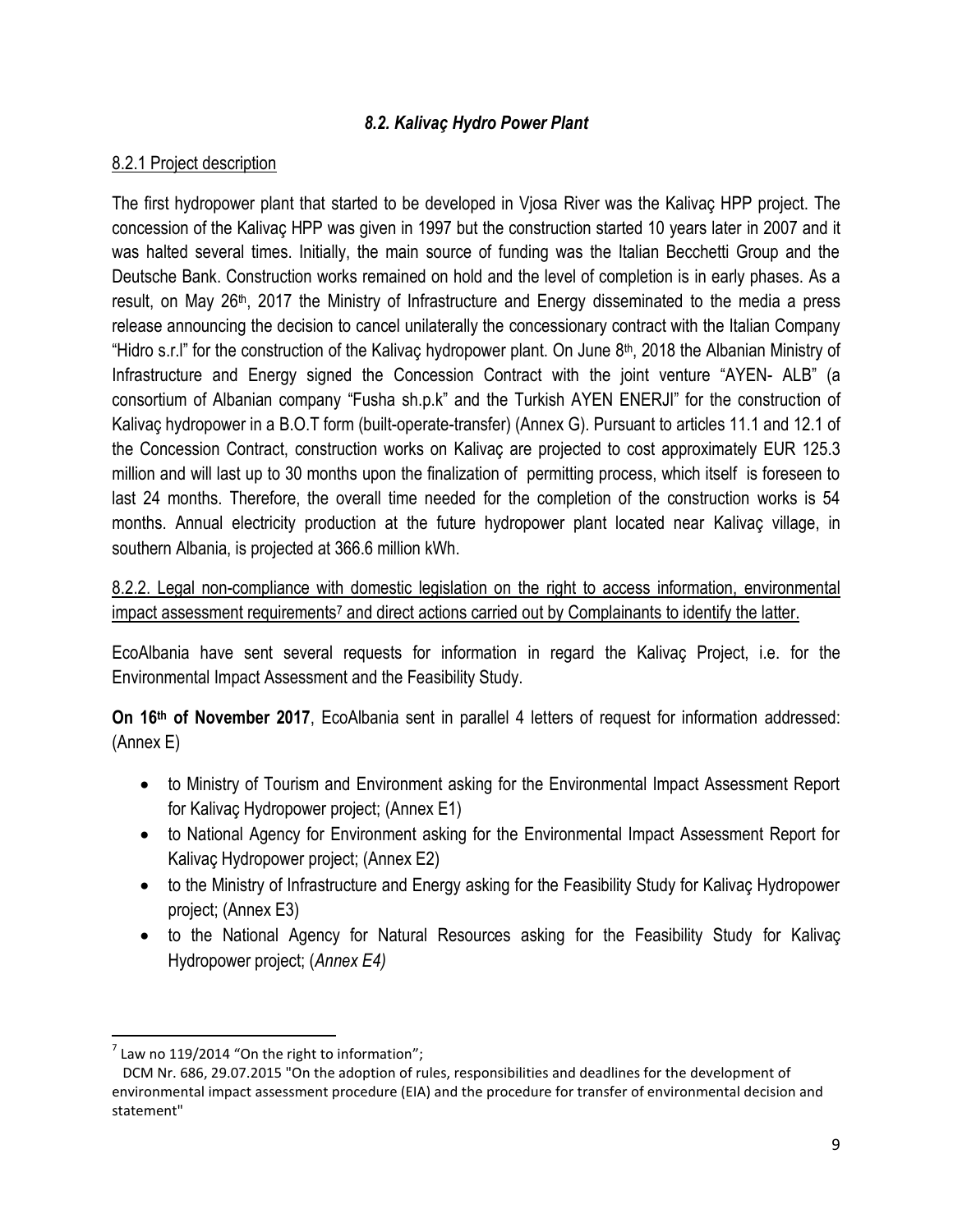### *8.2. Kalivaç Hydro Power Plant*

8.2.1 Project description

The first hydropower plant that started to be developed in Vjosa River was the Kalivaç HPP project. The concession of the Kalivaç HPP was given in 1997 but the construction started 10 years later in 2007 and it was halted several times. Initially, the main source of funding was the Italian Becchetti Group and the Deutsche Bank. Construction works remained on hold and the level of completion is in early phases. As a result, on May 26th, 2017 the Ministry of Infrastructure and Energy disseminated to the media a press release announcing the decision to cancel unilaterally the concessionary contract with the Italian Company "Hidro s.r.l" for the construction of the Kalivaç hydropower plant. On June 8th, 2018 the Albanian Ministry of Infrastructure and Energy signed the Concession Contract with the joint venture "AYEN- ALB" (a consortium of Albanian company "Fusha sh.p.k" and the Turkish AYEN ENERJI" for the construction of Kalivaç hydropower in a B.O.T form (built-operate-transfer) (Annex G). Pursuant to articles 11.1 and 12.1 of the Concession Contract, construction works on Kalivaç are projected to cost approximately EUR 125.3 million and will last up to 30 months upon the finalization of permitting process, which itself is foreseen to last 24 months. Therefore, the overall time needed for the completion of the construction works is 54 months. Annual electricity production at the future hydropower plant located near Kalivaç village, in southern Albania, is projected at 366.6 million kWh.

8.2.2. Legal non-compliance with domestic legislation on the right to access information, environmental impact assessment requirements[7] and direct actions carried out by Complainants to identify the latter.

EcoAlbania have sent several requests for information in regard the Kalivaç Project, i.e. for the Environmental Impact Assessment and the Feasibility Study.

**On 16th of November 2017**, EcoAlbania sent in parallel 4 letters of request for information addressed: (Annex E)

- to Ministry of Tourism and Environment asking for the Environmental Impact Assessment Report for Kalivaç Hydropower project; (Annex E1)
- to National Agency for Environment asking for the Environmental Impact Assessment Report for Kalivaç Hydropower project; (Annex E2)
- to the Ministry of Infrastructure and Energy asking for the Feasibility Study for Kalivaç Hydropower project; (Annex E3)
- to the National Agency for Natural Resources asking for the Feasibility Study for Kalivaç Hydropower project; (*Annex E4)*

---

[7] Law no 119/2014 "On the right to information";
DCM Nr. 686, 29.07.2015 "On the adoption of rules, responsibilities and deadlines for the development of environmental impact assessment procedure (EIA) and the procedure for transfer of environmental decision and statement"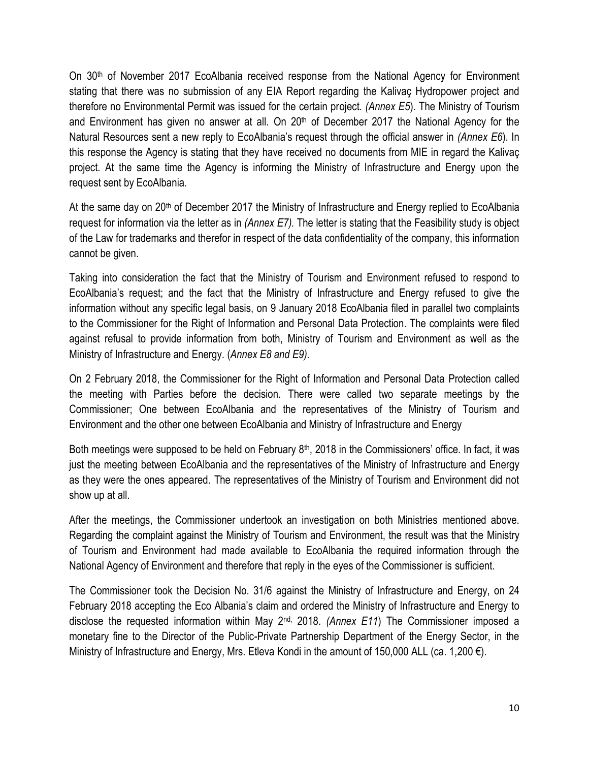On 30th of November 2017 EcoAlbania received response from the National Agency for Environment stating that there was no submission of any EIA Report regarding the Kalivaç Hydropower project and therefore no Environmental Permit was issued for the certain project. *(Annex E5*). The Ministry of Tourism and Environment has given no answer at all. On 20th of December 2017 the National Agency for the Natural Resources sent a new reply to EcoAlbania's request through the official answer in *(Annex E6*). In this response the Agency is stating that they have received no documents from MIE in regard the Kalivaç project. At the same time the Agency is informing the Ministry of Infrastructure and Energy upon the request sent by EcoAlbania.

At the same day on 20th of December 2017 the Ministry of Infrastructure and Energy replied to EcoAlbania request for information via the letter as in *(Annex E7).* The letter is stating that the Feasibility study is object of the Law for trademarks and therefor in respect of the data confidentiality of the company, this information cannot be given.

Taking into consideration the fact that the Ministry of Tourism and Environment refused to respond to EcoAlbania's request; and the fact that the Ministry of Infrastructure and Energy refused to give the information without any specific legal basis, on 9 January 2018 EcoAlbania filed in parallel two complaints to the Commissioner for the Right of Information and Personal Data Protection. The complaints were filed against refusal to provide information from both, Ministry of Tourism and Environment as well as the Ministry of Infrastructure and Energy. (*Annex E8 and E9).*

On 2 February 2018, the Commissioner for the Right of Information and Personal Data Protection called the meeting with Parties before the decision. There were called two separate meetings by the Commissioner; One between EcoAlbania and the representatives of the Ministry of Tourism and Environment and the other one between EcoAlbania and Ministry of Infrastructure and Energy

Both meetings were supposed to be held on February 8th, 2018 in the Commissioners' office. In fact, it was just the meeting between EcoAlbania and the representatives of the Ministry of Infrastructure and Energy as they were the ones appeared. The representatives of the Ministry of Tourism and Environment did not show up at all.

After the meetings, the Commissioner undertook an investigation on both Ministries mentioned above. Regarding the complaint against the Ministry of Tourism and Environment, the result was that the Ministry of Tourism and Environment had made available to EcoAlbania the required information through the National Agency of Environment and therefore that reply in the eyes of the Commissioner is sufficient.

The Commissioner took the Decision No. 31/6 against the Ministry of Infrastructure and Energy, on 24 February 2018 accepting the Eco Albania's claim and ordered the Ministry of Infrastructure and Energy to disclose the requested information within May 2nd, 2018. *(Annex E11*) The Commissioner imposed a monetary fine to the Director of the Public-Private Partnership Department of the Energy Sector, in the Ministry of Infrastructure and Energy, Mrs. Etleva Kondi in the amount of 150,000 ALL (ca. 1,200 €).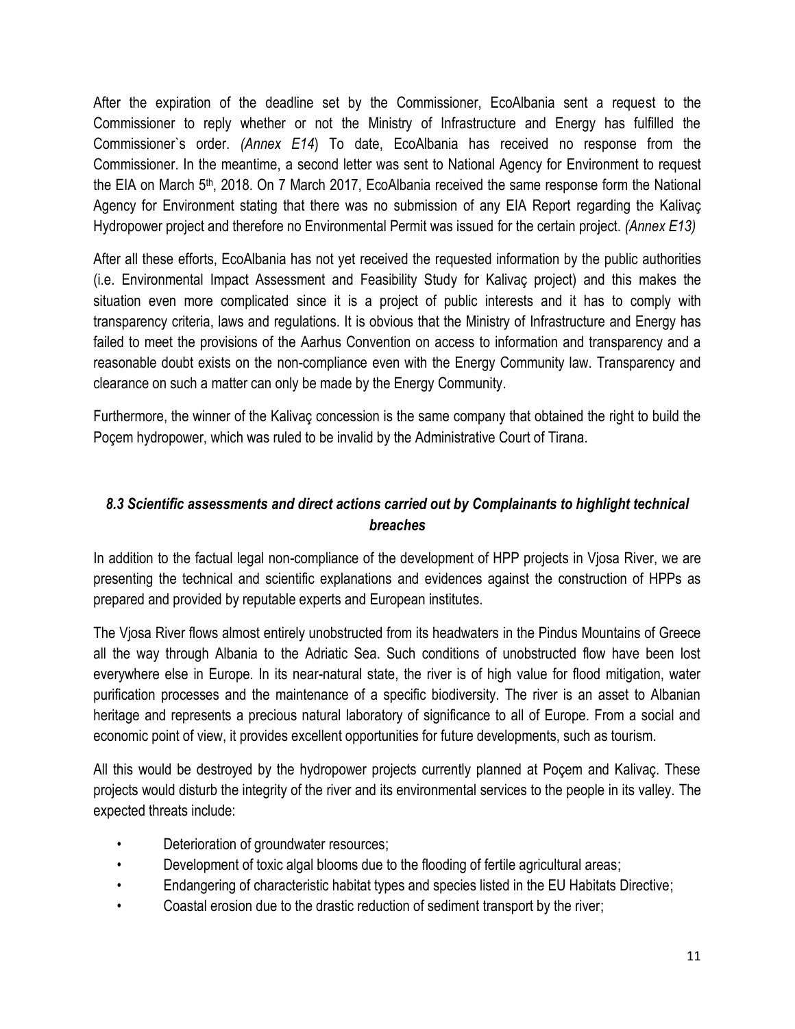After the expiration of the deadline set by the Commissioner, EcoAlbania sent a request to the Commissioner to reply whether or not the Ministry of Infrastructure and Energy has fulfilled the Commissioner`s order. *(Annex E14*) To date, EcoAlbania has received no response from the Commissioner. In the meantime, a second letter was sent to National Agency for Environment to request the EIA on March 5th, 2018. On 7 March 2017, EcoAlbania received the same response form the National Agency for Environment stating that there was no submission of any EIA Report regarding the Kalivaç Hydropower project and therefore no Environmental Permit was issued for the certain project. *(Annex E13)*

After all these efforts, EcoAlbania has not yet received the requested information by the public authorities (i.e. Environmental Impact Assessment and Feasibility Study for Kalivaç project) and this makes the situation even more complicated since it is a project of public interests and it has to comply with transparency criteria, laws and regulations. It is obvious that the Ministry of Infrastructure and Energy has failed to meet the provisions of the Aarhus Convention on access to information and transparency and a reasonable doubt exists on the non-compliance even with the Energy Community law. Transparency and clearance on such a matter can only be made by the Energy Community.

Furthermore, the winner of the Kalivaç concession is the same company that obtained the right to build the Poçem hydropower, which was ruled to be invalid by the Administrative Court of Tirana.

### *8.3 Scientific assessments and direct actions carried out by Complainants to highlight technical breaches*

In addition to the factual legal non-compliance of the development of HPP projects in Vjosa River, we are presenting the technical and scientific explanations and evidences against the construction of HPPs as prepared and provided by reputable experts and European institutes.

The Vjosa River flows almost entirely unobstructed from its headwaters in the Pindus Mountains of Greece all the way through Albania to the Adriatic Sea. Such conditions of unobstructed flow have been lost everywhere else in Europe. In its near-natural state, the river is of high value for flood mitigation, water purification processes and the maintenance of a specific biodiversity. The river is an asset to Albanian heritage and represents a precious natural laboratory of significance to all of Europe. From a social and economic point of view, it provides excellent opportunities for future developments, such as tourism.

All this would be destroyed by the hydropower projects currently planned at Poçem and Kalivaç. These projects would disturb the integrity of the river and its environmental services to the people in its valley. The expected threats include:

- Deterioration of groundwater resources;
- Development of toxic algal blooms due to the flooding of fertile agricultural areas;
- Endangering of characteristic habitat types and species listed in the EU Habitats Directive;
- Coastal erosion due to the drastic reduction of sediment transport by the river;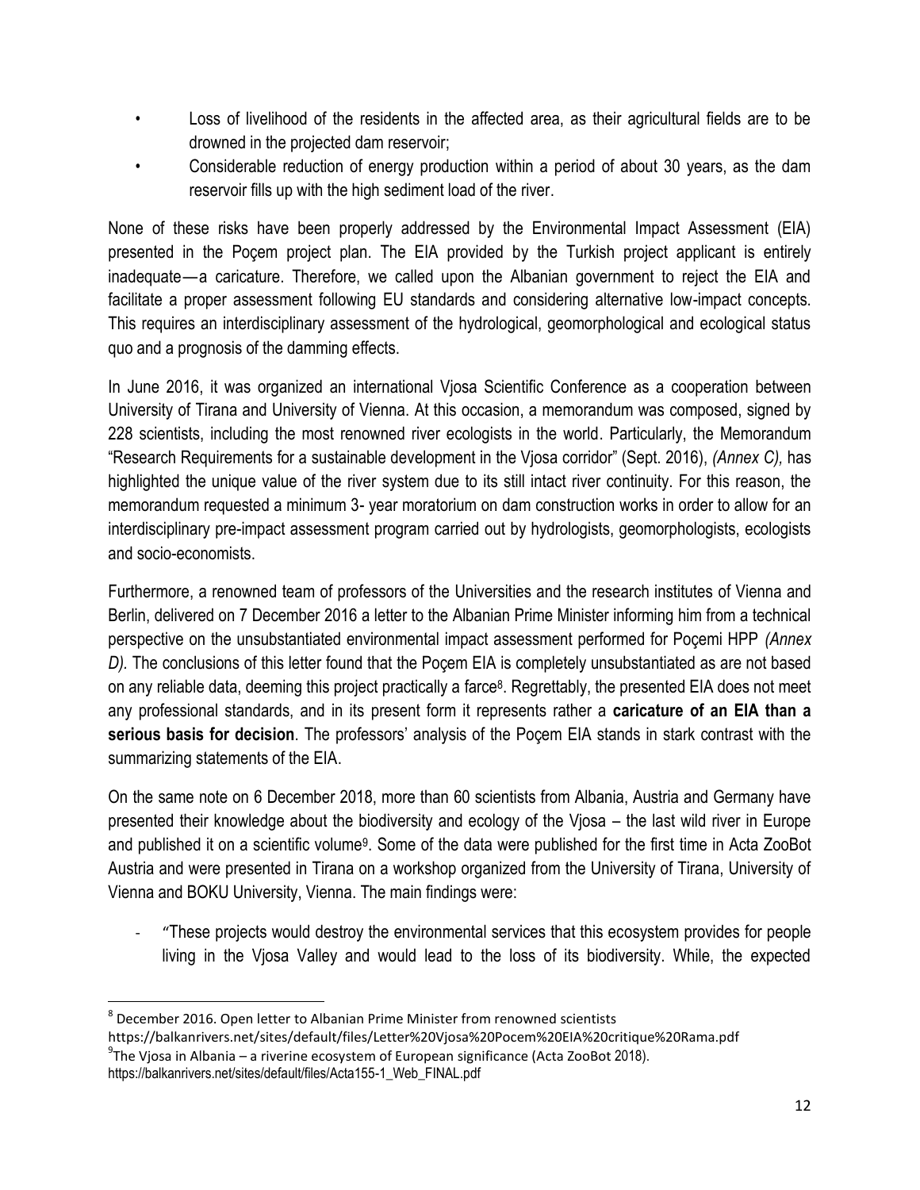- Loss of livelihood of the residents in the affected area, as their agricultural fields are to be drowned in the projected dam reservoir;
- Considerable reduction of energy production within a period of about 30 years, as the dam reservoir fills up with the high sediment load of the river.

None of these risks have been properly addressed by the Environmental Impact Assessment (EIA) presented in the Poçem project plan. The EIA provided by the Turkish project applicant is entirely inadequate—a caricature. Therefore, we called upon the Albanian government to reject the EIA and facilitate a proper assessment following EU standards and considering alternative low-impact concepts. This requires an interdisciplinary assessment of the hydrological, geomorphological and ecological status quo and a prognosis of the damming effects.

In June 2016, it was organized an international Vjosa Scientific Conference as a cooperation between University of Tirana and University of Vienna. At this occasion, a memorandum was composed, signed by 228 scientists, including the most renowned river ecologists in the world. Particularly, the Memorandum "Research Requirements for a sustainable development in the Vjosa corridor" (Sept. 2016), *(Annex C),* has highlighted the unique value of the river system due to its still intact river continuity. For this reason, the memorandum requested a minimum 3- year moratorium on dam construction works in order to allow for an interdisciplinary pre-impact assessment program carried out by hydrologists, geomorphologists, ecologists and socio-economists.

Furthermore, a renowned team of professors of the Universities and the research institutes of Vienna and Berlin, delivered on 7 December 2016 a letter to the Albanian Prime Minister informing him from a technical perspective on the unsubstantiated environmental impact assessment performed for Poçemi HPP *(Annex D).* The conclusions of this letter found that the Poçem EIA is completely unsubstantiated as are not based on any reliable data, deeming this project practically a farce[8]. Regrettably, the presented EIA does not meet any professional standards, and in its present form it represents rather a **caricature of an EIA than a serious basis for decision**. The professors' analysis of the Poçem EIA stands in stark contrast with the summarizing statements of the EIA.

On the same note on 6 December 2018, more than 60 scientists from Albania, Austria and Germany have presented their knowledge about the biodiversity and ecology of the Vjosa – the last wild river in Europe and published it on a scientific volume[9]. Some of the data were published for the first time in Acta ZooBot Austria and were presented in Tirana on a workshop organized from the University of Tirana, University of Vienna and BOKU University, Vienna. The main findings were:

- "These projects would destroy the environmental services that this ecosystem provides for people living in the Vjosa Valley and would lead to the loss of its biodiversity. While, the expected

---

[8] December 2016. Open letter to Albanian Prime Minister from renowned scientists https://balkanrivers.net/sites/default/files/Letter%20Vjosa%20Pocem%20EIA%20critique%20Rama.pdf

[9] The Vjosa in Albania – a riverine ecosystem of European significance (Acta ZooBot 2018). https://balkanrivers.net/sites/default/files/Acta155-1_Web_FINAL.pdf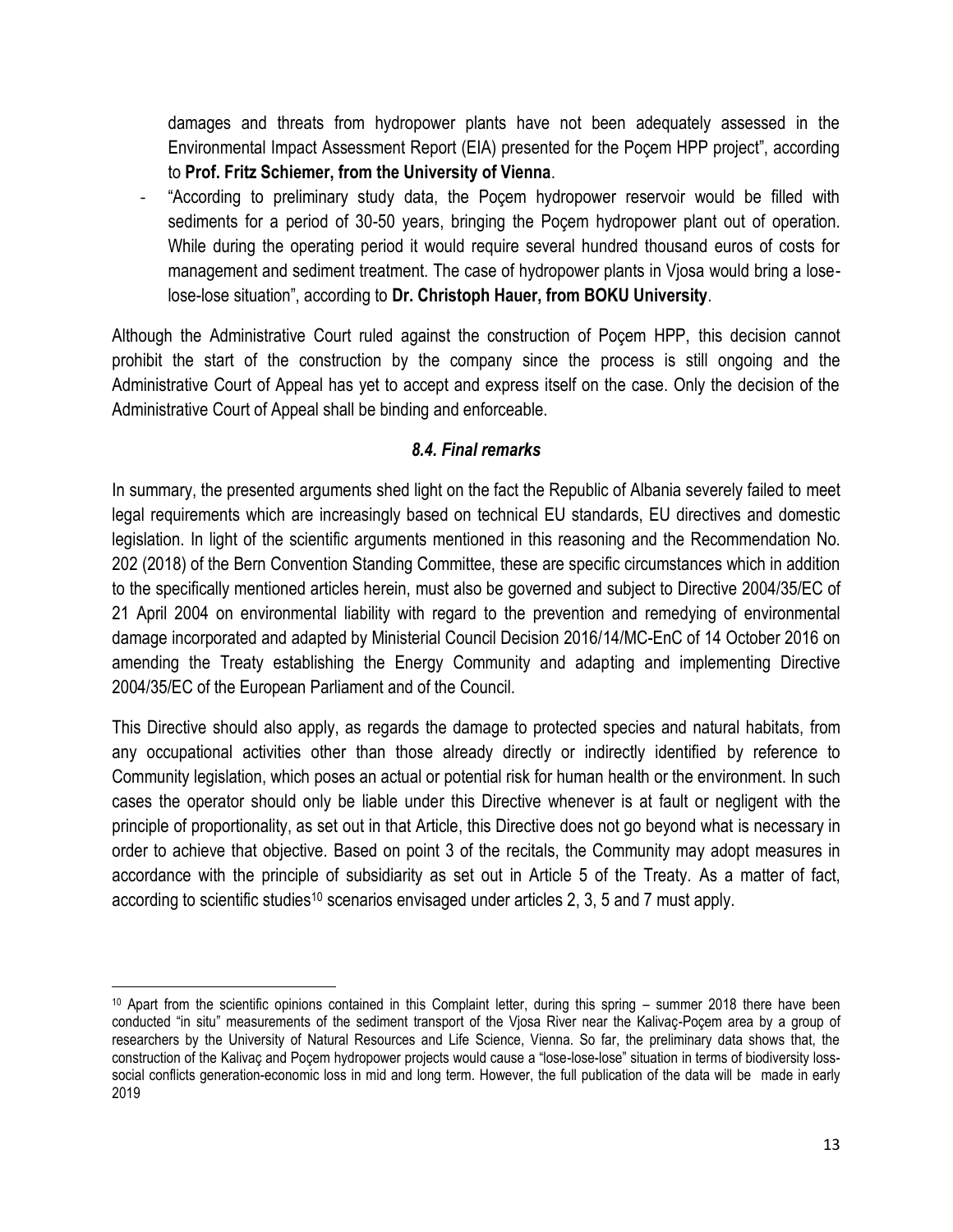damages and threats from hydropower plants have not been adequately assessed in the Environmental Impact Assessment Report (EIA) presented for the Poçem HPP project", according to **Prof. Fritz Schiemer, from the University of Vienna**.

- "According to preliminary study data, the Poçem hydropower reservoir would be filled with sediments for a period of 30-50 years, bringing the Poçem hydropower plant out of operation. While during the operating period it would require several hundred thousand euros of costs for management and sediment treatment. The case of hydropower plants in Vjosa would bring a lose-lose-lose situation", according to **Dr. Christoph Hauer, from BOKU University**.

Although the Administrative Court ruled against the construction of Poçem HPP, this decision cannot prohibit the start of the construction by the company since the process is still ongoing and the Administrative Court of Appeal has yet to accept and express itself on the case. Only the decision of the Administrative Court of Appeal shall be binding and enforceable.

### *8.4. Final remarks*

In summary, the presented arguments shed light on the fact the Republic of Albania severely failed to meet legal requirements which are increasingly based on technical EU standards, EU directives and domestic legislation. In light of the scientific arguments mentioned in this reasoning and the Recommendation No. 202 (2018) of the Bern Convention Standing Committee, these are specific circumstances which in addition to the specifically mentioned articles herein, must also be governed and subject to Directive 2004/35/EC of 21 April 2004 on environmental liability with regard to the prevention and remedying of environmental damage incorporated and adapted by Ministerial Council Decision 2016/14/MC-EnC of 14 October 2016 on amending the Treaty establishing the Energy Community and adapting and implementing Directive 2004/35/EC of the European Parliament and of the Council.

This Directive should also apply, as regards the damage to protected species and natural habitats, from any occupational activities other than those already directly or indirectly identified by reference to Community legislation, which poses an actual or potential risk for human health or the environment. In such cases the operator should only be liable under this Directive whenever is at fault or negligent with the principle of proportionality, as set out in that Article, this Directive does not go beyond what is necessary in order to achieve that objective. Based on point 3 of the recitals, the Community may adopt measures in accordance with the principle of subsidiarity as set out in Article 5 of the Treaty. As a matter of fact, according to scientific studies[10] scenarios envisaged under articles 2, 3, 5 and 7 must apply.

[10] Apart from the scientific opinions contained in this Complaint letter, during this spring – summer 2018 there have been conducted "in situ" measurements of the sediment transport of the Vjosa River near the Kalivaç-Poçem area by a group of researchers by the University of Natural Resources and Life Science, Vienna. So far, the preliminary data shows that, the construction of the Kalivaç and Poçem hydropower projects would cause a "lose-lose-lose" situation in terms of biodiversity loss-social conflicts generation-economic loss in mid and long term. However, the full publication of the data will be made in early 2019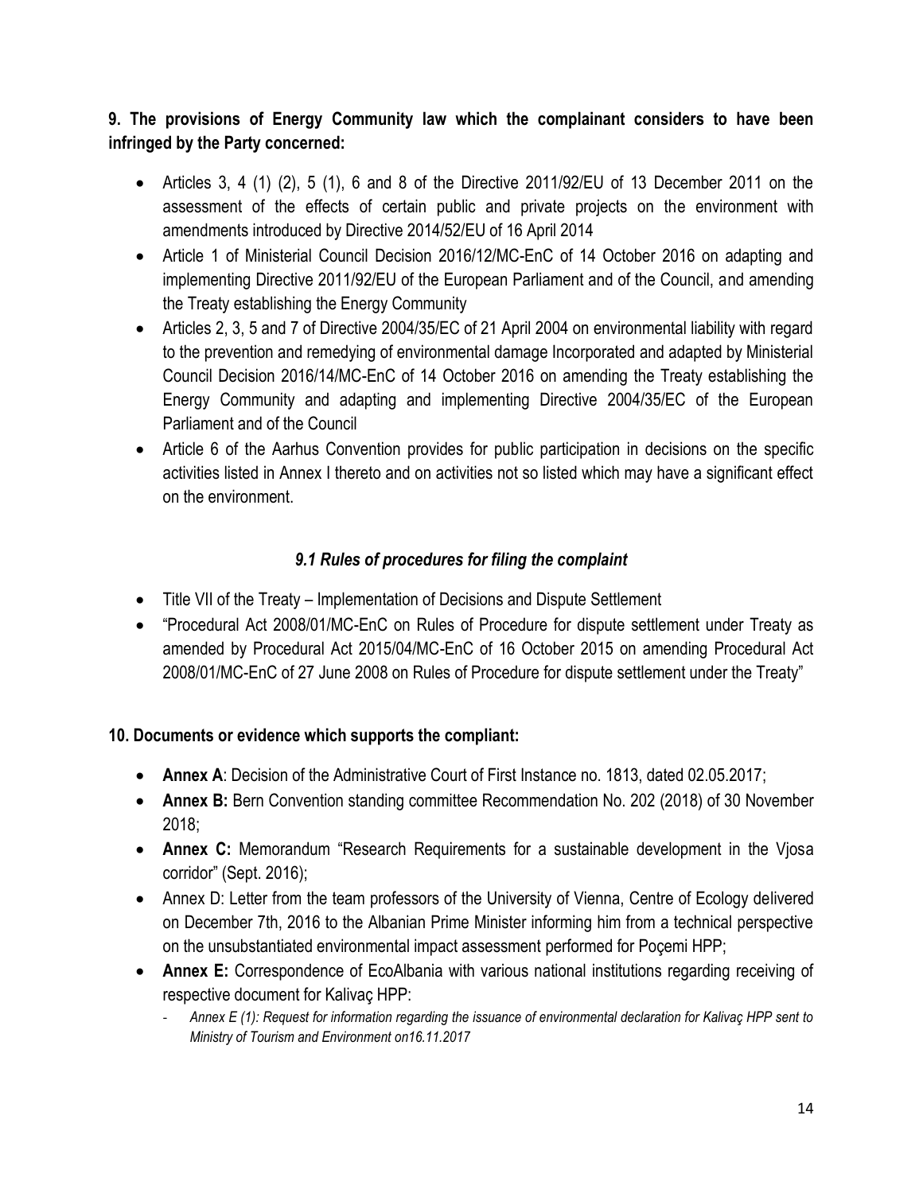**9. The provisions of Energy Community law which the complainant considers to have been infringed by the Party concerned:**

- Articles 3, 4 (1) (2), 5 (1), 6 and 8 of the Directive 2011/92/EU of 13 December 2011 on the assessment of the effects of certain public and private projects on the environment with amendments introduced by Directive 2014/52/EU of 16 April 2014
- Article 1 of Ministerial Council Decision 2016/12/MC-EnC of 14 October 2016 on adapting and implementing Directive 2011/92/EU of the European Parliament and of the Council, and amending the Treaty establishing the Energy Community
- Articles 2, 3, 5 and 7 of Directive 2004/35/EC of 21 April 2004 on environmental liability with regard to the prevention and remedying of environmental damage Incorporated and adapted by Ministerial Council Decision 2016/14/MC-EnC of 14 October 2016 on amending the Treaty establishing the Energy Community and adapting and implementing Directive 2004/35/EC of the European Parliament and of the Council
- Article 6 of the Aarhus Convention provides for public participation in decisions on the specific activities listed in Annex I thereto and on activities not so listed which may have a significant effect on the environment.

### *9.1 Rules of procedures for filing the complaint*

- Title VII of the Treaty – Implementation of Decisions and Dispute Settlement
- "Procedural Act 2008/01/MC-EnC on Rules of Procedure for dispute settlement under Treaty as amended by Procedural Act 2015/04/MC-EnC of 16 October 2015 on amending Procedural Act 2008/01/MC-EnC of 27 June 2008 on Rules of Procedure for dispute settlement under the Treaty"

**10. Documents or evidence which supports the compliant:**

- **Annex A**: Decision of the Administrative Court of First Instance no. 1813, dated 02.05.2017;
- **Annex B:** Bern Convention standing committee Recommendation No. 202 (2018) of 30 November 2018;
- **Annex C:** Memorandum "Research Requirements for a sustainable development in the Vjosa corridor" (Sept. 2016);
- Annex D: Letter from the team professors of the University of Vienna, Centre of Ecology delivered on December 7th, 2016 to the Albanian Prime Minister informing him from a technical perspective on the unsubstantiated environmental impact assessment performed for Poçemi HPP;
- **Annex E:** Correspondence of EcoAlbania with various national institutions regarding receiving of respective document for Kalivaç HPP:
  - *Annex E (1): Request for information regarding the issuance of environmental declaration for Kalivaç HPP sent to Ministry of Tourism and Environment on16.11.2017*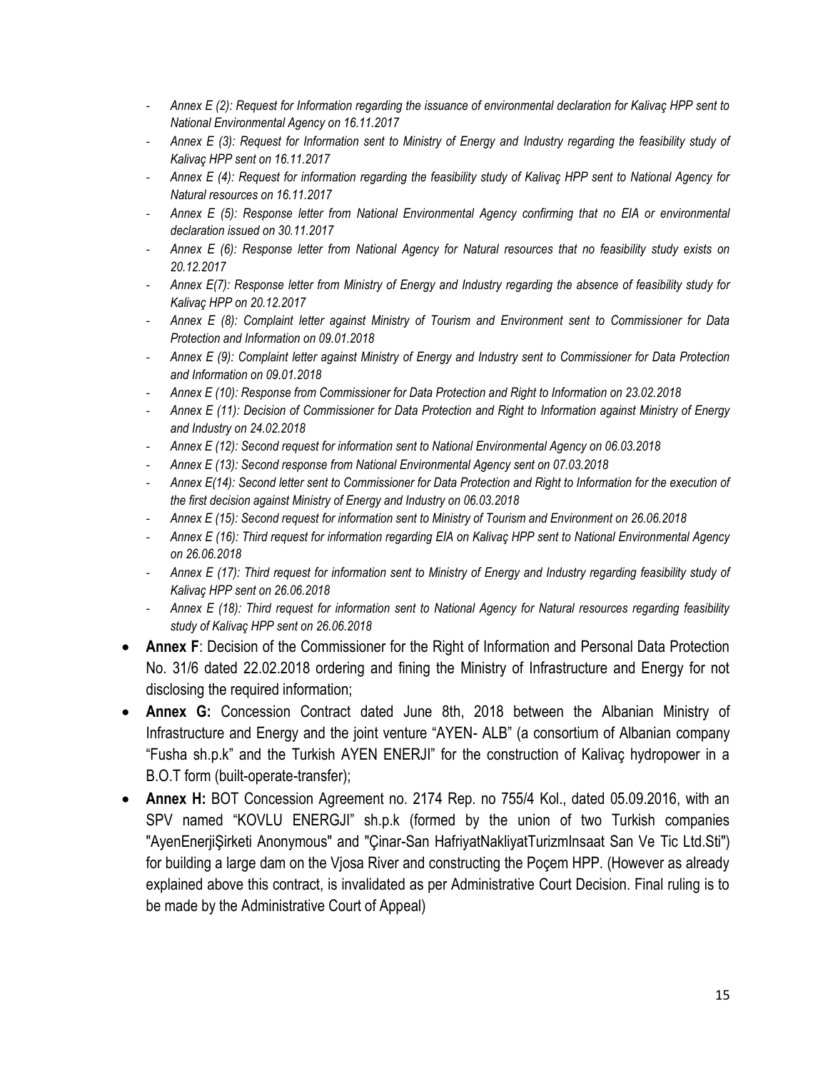- *Annex E (2): Request for Information regarding the issuance of environmental declaration for Kalivaç HPP sent to National Environmental Agency on 16.11.2017*
- *Annex E (3): Request for Information sent to Ministry of Energy and Industry regarding the feasibility study of Kalivaç HPP sent on 16.11.2017*
- *Annex E (4): Request for information regarding the feasibility study of Kalivaç HPP sent to National Agency for Natural resources on 16.11.2017*
- *Annex E (5): Response letter from National Environmental Agency confirming that no EIA or environmental declaration issued on 30.11.2017*
- *Annex E (6): Response letter from National Agency for Natural resources that no feasibility study exists on 20.12.2017*
- *Annex E(7): Response letter from Ministry of Energy and Industry regarding the absence of feasibility study for Kalivaç HPP on 20.12.2017*
- *Annex E (8): Complaint letter against Ministry of Tourism and Environment sent to Commissioner for Data Protection and Information on 09.01.2018*
- *Annex E (9): Complaint letter against Ministry of Energy and Industry sent to Commissioner for Data Protection and Information on 09.01.2018*
- *Annex E (10): Response from Commissioner for Data Protection and Right to Information on 23.02.2018*
- *Annex E (11): Decision of Commissioner for Data Protection and Right to Information against Ministry of Energy and Industry on 24.02.2018*
- *Annex E (12): Second request for information sent to National Environmental Agency on 06.03.2018*
- *Annex E (13): Second response from National Environmental Agency sent on 07.03.2018*
- *Annex E(14): Second letter sent to Commissioner for Data Protection and Right to Information for the execution of the first decision against Ministry of Energy and Industry on 06.03.2018*
- *Annex E (15): Second request for information sent to Ministry of Tourism and Environment on 26.06.2018*
- *Annex E (16): Third request for information regarding EIA on Kalivaç HPP sent to National Environmental Agency on 26.06.2018*
- *Annex E (17): Third request for information sent to Ministry of Energy and Industry regarding feasibility study of Kalivaç HPP sent on 26.06.2018*
- *Annex E (18): Third request for information sent to National Agency for Natural resources regarding feasibility study of Kalivaç HPP sent on 26.06.2018*

- **Annex F**: Decision of the Commissioner for the Right of Information and Personal Data Protection No. 31/6 dated 22.02.2018 ordering and fining the Ministry of Infrastructure and Energy for not disclosing the required information;
- **Annex G:** Concession Contract dated June 8th, 2018 between the Albanian Ministry of Infrastructure and Energy and the joint venture "AYEN- ALB" (a consortium of Albanian company "Fusha sh.p.k" and the Turkish AYEN ENERJI" for the construction of Kalivaç hydropower in a B.O.T form (built-operate-transfer);
- **Annex H:** BOT Concession Agreement no. 2174 Rep. no 755/4 Kol., dated 05.09.2016, with an SPV named "KOVLU ENERGJI" sh.p.k (formed by the union of two Turkish companies "AyenEnerjiŞirketi Anonymous" and "Çinar-San HafriyatNakliyatTurizmInsaat San Ve Tic Ltd.Sti") for building a large dam on the Vjosa River and constructing the Poçem HPP. (However as already explained above this contract, is invalidated as per Administrative Court Decision. Final ruling is to be made by the Administrative Court of Appeal)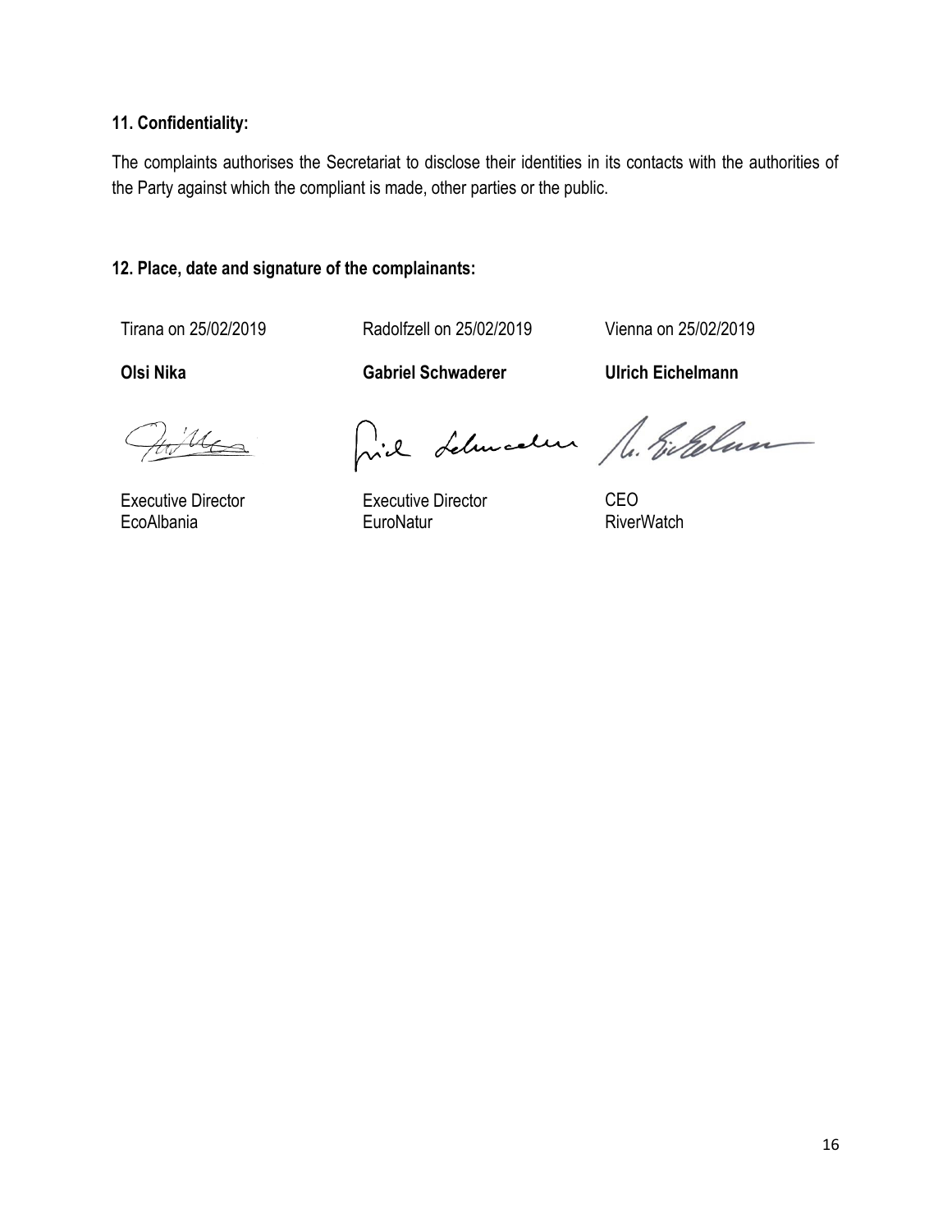**11. Confidentiality:**

The complaints authorises the Secretariat to disclose their identities in its contacts with the authorities of the Party against which the compliant is made, other parties or the public.

**12. Place, date and signature of the complainants:**

| | | |
|---|---|---|
| Tirana on 25/02/2019 | Radolfzell on 25/02/2019 | Vienna on 25/02/2019 |
| **Olsi Nika** | **Gabriel Schwaderer** | **Ulrich Eichelmann** |
| Executive Director<br>EcoAlbania | Executive Director<br>EuroNatur | CEO<br>RiverWatch |